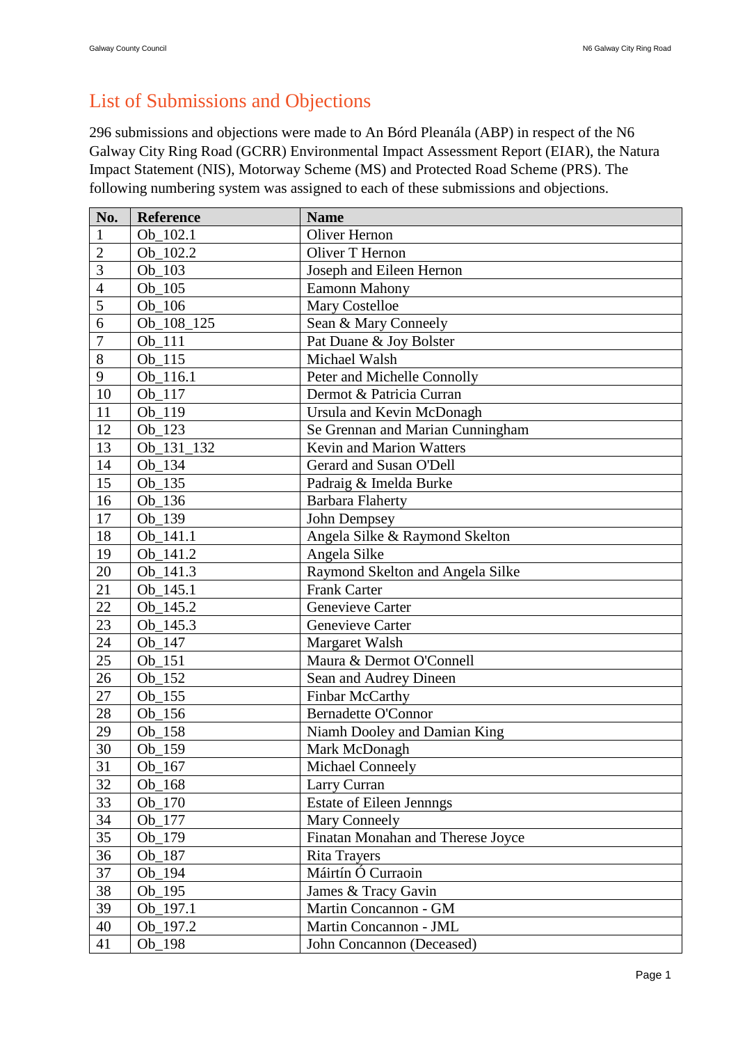# List of Submissions and Objections

296 submissions and objections were made to An Bórd Pleanála (ABP) in respect of the N6 Galway City Ring Road (GCRR) Environmental Impact Assessment Report (EIAR), the Natura Impact Statement (NIS), Motorway Scheme (MS) and Protected Road Scheme (PRS). The following numbering system was assigned to each of these submissions and objections.

| No. | Reference | Name |
|---|---|---|
| 1 | Ob_102.1 | Oliver Hernon |
| 2 | Ob_102.2 | Oliver T Hernon |
| 3 | Ob_103 | Joseph and Eileen Hernon |
| 4 | Ob_105 | Eamonn Mahony |
| 5 | Ob_106 | Mary Costelloe |
| 6 | Ob_108_125 | Sean & Mary Conneely |
| 7 | Ob_111 | Pat Duane & Joy Bolster |
| 8 | Ob_115 | Michael Walsh |
| 9 | Ob_116.1 | Peter and Michelle Connolly |
| 10 | Ob_117 | Dermot & Patricia Curran |
| 11 | Ob_119 | Ursula and Kevin McDonagh |
| 12 | Ob_123 | Se Grennan and Marian Cunningham |
| 13 | Ob_131_132 | Kevin and Marion Watters |
| 14 | Ob_134 | Gerard and Susan O'Dell |
| 15 | Ob_135 | Padraig & Imelda Burke |
| 16 | Ob_136 | Barbara Flaherty |
| 17 | Ob_139 | John Dempsey |
| 18 | Ob_141.1 | Angela Silke & Raymond Skelton |
| 19 | Ob_141.2 | Angela Silke |
| 20 | Ob_141.3 | Raymond Skelton and Angela Silke |
| 21 | Ob_145.1 | Frank Carter |
| 22 | Ob_145.2 | Genevieve Carter |
| 23 | Ob_145.3 | Genevieve Carter |
| 24 | Ob_147 | Margaret Walsh |
| 25 | Ob_151 | Maura & Dermot O'Connell |
| 26 | Ob_152 | Sean and Audrey Dineen |
| 27 | Ob_155 | Finbar McCarthy |
| 28 | Ob_156 | Bernadette O'Connor |
| 29 | Ob_158 | Niamh Dooley and Damian King |
| 30 | Ob_159 | Mark McDonagh |
| 31 | Ob_167 | Michael Conneely |
| 32 | Ob_168 | Larry Curran |
| 33 | Ob_170 | Estate of Eileen Jennngs |
| 34 | Ob_177 | Mary Conneely |
| 35 | Ob_179 | Finatan Monahan and Therese Joyce |
| 36 | Ob_187 | Rita Trayers |
| 37 | Ob_194 | Máirtín Ó Curraoin |
| 38 | Ob_195 | James & Tracy Gavin |
| 39 | Ob_197.1 | Martin Concannon - GM |
| 40 | Ob_197.2 | Martin Concannon - JML |
| 41 | Ob_198 | John Concannon (Deceased) |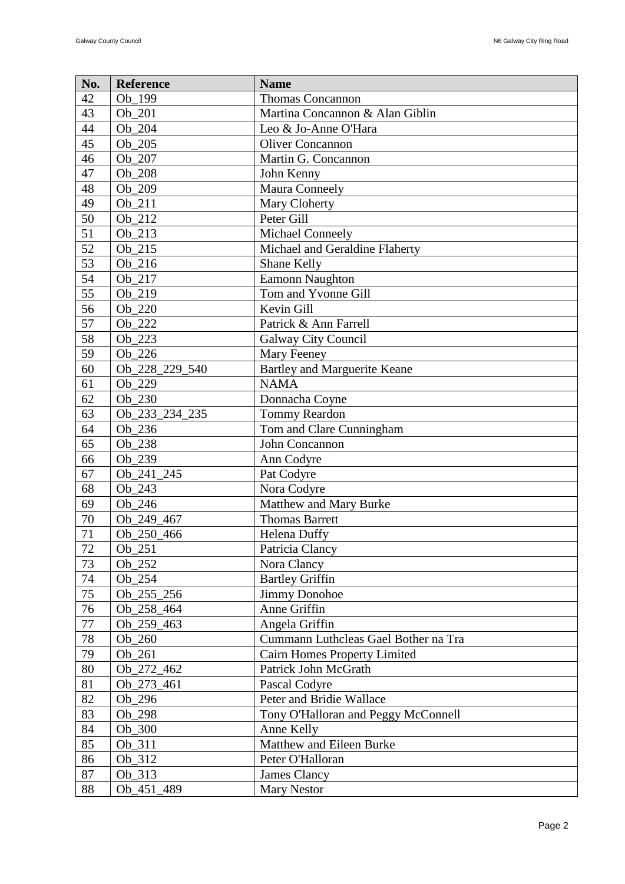| No. | Reference | Name |
|---|---|---|
| 42 | Ob_199 | Thomas Concannon |
| 43 | Ob_201 | Martina Concannon & Alan Giblin |
| 44 | Ob_204 | Leo & Jo-Anne O'Hara |
| 45 | Ob_205 | Oliver Concannon |
| 46 | Ob_207 | Martin G. Concannon |
| 47 | Ob_208 | John Kenny |
| 48 | Ob_209 | Maura Conneely |
| 49 | Ob_211 | Mary Cloherty |
| 50 | Ob_212 | Peter Gill |
| 51 | Ob_213 | Michael Conneely |
| 52 | Ob_215 | Michael and Geraldine Flaherty |
| 53 | Ob_216 | Shane Kelly |
| 54 | Ob_217 | Eamonn Naughton |
| 55 | Ob_219 | Tom and Yvonne Gill |
| 56 | Ob_220 | Kevin Gill |
| 57 | Ob_222 | Patrick & Ann Farrell |
| 58 | Ob_223 | Galway City Council |
| 59 | Ob_226 | Mary Feeney |
| 60 | Ob_228_229_540 | Bartley and Marguerite Keane |
| 61 | Ob_229 | NAMA |
| 62 | Ob_230 | Donnacha Coyne |
| 63 | Ob_233_234_235 | Tommy Reardon |
| 64 | Ob_236 | Tom and Clare Cunningham |
| 65 | Ob_238 | John Concannon |
| 66 | Ob_239 | Ann Codyre |
| 67 | Ob_241_245 | Pat Codyre |
| 68 | Ob_243 | Nora Codyre |
| 69 | Ob_246 | Matthew and Mary Burke |
| 70 | Ob_249_467 | Thomas Barrett |
| 71 | Ob_250_466 | Helena Duffy |
| 72 | Ob_251 | Patricia Clancy |
| 73 | Ob_252 | Nora Clancy |
| 74 | Ob_254 | Bartley Griffin |
| 75 | Ob_255_256 | Jimmy Donohoe |
| 76 | Ob_258_464 | Anne Griffin |
| 77 | Ob_259_463 | Angela Griffin |
| 78 | Ob_260 | Cummann Luthcleas Gael Bother na Tra |
| 79 | Ob_261 | Cairn Homes Property Limited |
| 80 | Ob_272_462 | Patrick John McGrath |
| 81 | Ob_273_461 | Pascal Codyre |
| 82 | Ob_296 | Peter and Bridie Wallace |
| 83 | Ob_298 | Tony O'Halloran and Peggy McConnell |
| 84 | Ob_300 | Anne Kelly |
| 85 | Ob_311 | Matthew and Eileen Burke |
| 86 | Ob_312 | Peter O'Halloran |
| 87 | Ob_313 | James Clancy |
| 88 | Ob_451_489 | Mary Nestor |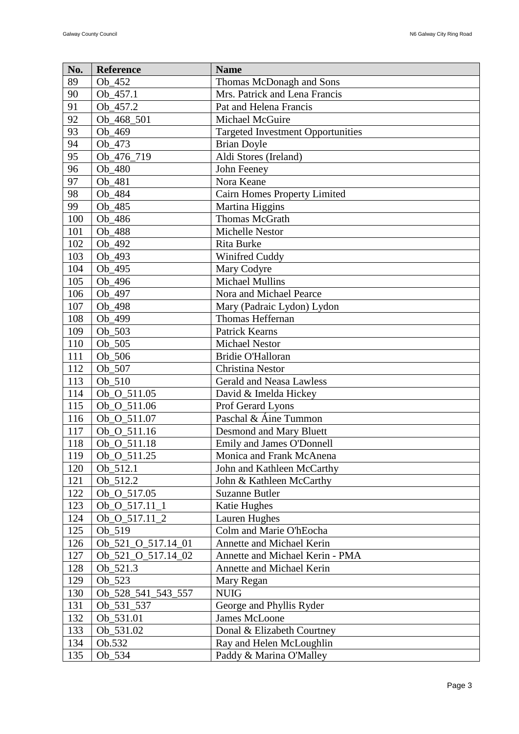| No. | Reference | Name |
|---|---|---|
| 89 | Ob_452 | Thomas McDonagh and Sons |
| 90 | Ob_457.1 | Mrs. Patrick and Lena Francis |
| 91 | Ob_457.2 | Pat and Helena Francis |
| 92 | Ob_468_501 | Michael McGuire |
| 93 | Ob_469 | Targeted Investment Opportunities |
| 94 | Ob_473 | Brian Doyle |
| 95 | Ob_476_719 | Aldi Stores (Ireland) |
| 96 | Ob_480 | John Feeney |
| 97 | Ob_481 | Nora Keane |
| 98 | Ob_484 | Cairn Homes Property Limited |
| 99 | Ob_485 | Martina Higgins |
| 100 | Ob_486 | Thomas McGrath |
| 101 | Ob_488 | Michelle Nestor |
| 102 | Ob_492 | Rita Burke |
| 103 | Ob_493 | Winifred Cuddy |
| 104 | Ob_495 | Mary Codyre |
| 105 | Ob_496 | Michael Mullins |
| 106 | Ob_497 | Nora and Michael Pearce |
| 107 | Ob_498 | Mary (Padraic Lydon) Lydon |
| 108 | Ob_499 | Thomas Heffernan |
| 109 | Ob_503 | Patrick Kearns |
| 110 | Ob_505 | Michael Nestor |
| 111 | Ob_506 | Bridie O'Halloran |
| 112 | Ob_507 | Christina Nestor |
| 113 | Ob_510 | Gerald and Neasa Lawless |
| 114 | Ob_O_511.05 | David & Imelda Hickey |
| 115 | Ob_O_511.06 | Prof Gerard Lyons |
| 116 | Ob_O_511.07 | Paschal & Áine Tummon |
| 117 | Ob_O_511.16 | Desmond and Mary Bluett |
| 118 | Ob_O_511.18 | Emily and James O'Donnell |
| 119 | Ob_O_511.25 | Monica and Frank McAnena |
| 120 | Ob_512.1 | John and Kathleen McCarthy |
| 121 | Ob_512.2 | John & Kathleen McCarthy |
| 122 | Ob_O_517.05 | Suzanne Butler |
| 123 | Ob_O_517.11_1 | Katie Hughes |
| 124 | Ob_O_517.11_2 | Lauren Hughes |
| 125 | Ob_519 | Colm and Marie O'hEocha |
| 126 | Ob_521_O_517.14_01 | Annette and Michael Kerin |
| 127 | Ob_521_O_517.14_02 | Annette and Michael Kerin - PMA |
| 128 | Ob_521.3 | Annette and Michael Kerin |
| 129 | Ob_523 | Mary Regan |
| 130 | Ob_528_541_543_557 | NUIG |
| 131 | Ob_531_537 | George and Phyllis Ryder |
| 132 | Ob_531.01 | James McLoone |
| 133 | Ob_531.02 | Donal & Elizabeth Courtney |
| 134 | Ob.532 | Ray and Helen McLoughlin |
| 135 | Ob_534 | Paddy & Marina O'Malley |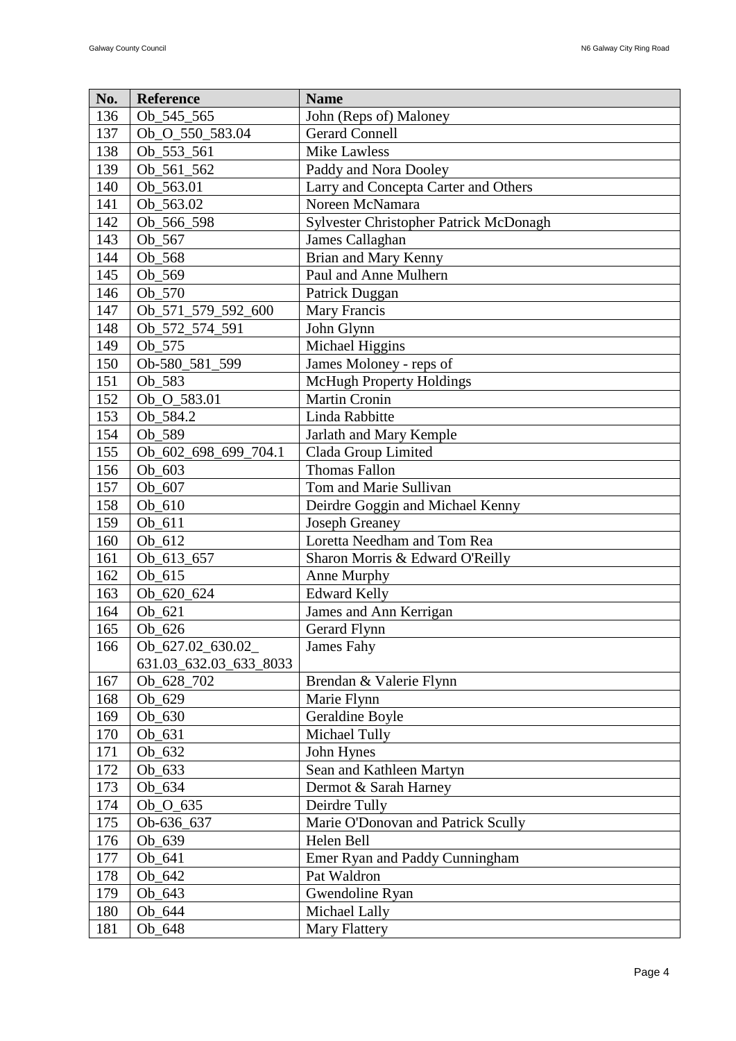| No. | Reference | Name |
|---|---|---|
| 136 | Ob_545_565 | John (Reps of) Maloney |
| 137 | Ob_O_550_583.04 | Gerard Connell |
| 138 | Ob_553_561 | Mike Lawless |
| 139 | Ob_561_562 | Paddy and Nora Dooley |
| 140 | Ob_563.01 | Larry and Concepta Carter and Others |
| 141 | Ob_563.02 | Noreen McNamara |
| 142 | Ob_566_598 | Sylvester Christopher Patrick McDonagh |
| 143 | Ob_567 | James Callaghan |
| 144 | Ob_568 | Brian and Mary Kenny |
| 145 | Ob_569 | Paul and Anne Mulhern |
| 146 | Ob_570 | Patrick Duggan |
| 147 | Ob_571_579_592_600 | Mary Francis |
| 148 | Ob_572_574_591 | John Glynn |
| 149 | Ob_575 | Michael Higgins |
| 150 | Ob-580_581_599 | James Moloney - reps of |
| 151 | Ob_583 | McHugh Property Holdings |
| 152 | Ob_O_583.01 | Martin Cronin |
| 153 | Ob_584.2 | Linda Rabbitte |
| 154 | Ob_589 | Jarlath and Mary Kemple |
| 155 | Ob_602_698_699_704.1 | Clada Group Limited |
| 156 | Ob_603 | Thomas Fallon |
| 157 | Ob_607 | Tom and Marie Sullivan |
| 158 | Ob_610 | Deirdre Goggin and Michael Kenny |
| 159 | Ob_611 | Joseph Greaney |
| 160 | Ob_612 | Loretta Needham and Tom Rea |
| 161 | Ob_613_657 | Sharon Morris & Edward O'Reilly |
| 162 | Ob_615 | Anne Murphy |
| 163 | Ob_620_624 | Edward Kelly |
| 164 | Ob_621 | James and Ann Kerrigan |
| 165 | Ob_626 | Gerard Flynn |
| 166 | Ob_627.02_630.02_ 631.03_632.03_633_8033 | James Fahy |
| 167 | Ob_628_702 | Brendan & Valerie Flynn |
| 168 | Ob_629 | Marie Flynn |
| 169 | Ob_630 | Geraldine Boyle |
| 170 | Ob_631 | Michael Tully |
| 171 | Ob_632 | John Hynes |
| 172 | Ob_633 | Sean and Kathleen Martyn |
| 173 | Ob_634 | Dermot & Sarah Harney |
| 174 | Ob_O_635 | Deirdre Tully |
| 175 | Ob-636_637 | Marie O'Donovan and Patrick Scully |
| 176 | Ob_639 | Helen Bell |
| 177 | Ob_641 | Emer Ryan and Paddy Cunningham |
| 178 | Ob_642 | Pat Waldron |
| 179 | Ob_643 | Gwendoline Ryan |
| 180 | Ob_644 | Michael Lally |
| 181 | Ob_648 | Mary Flattery |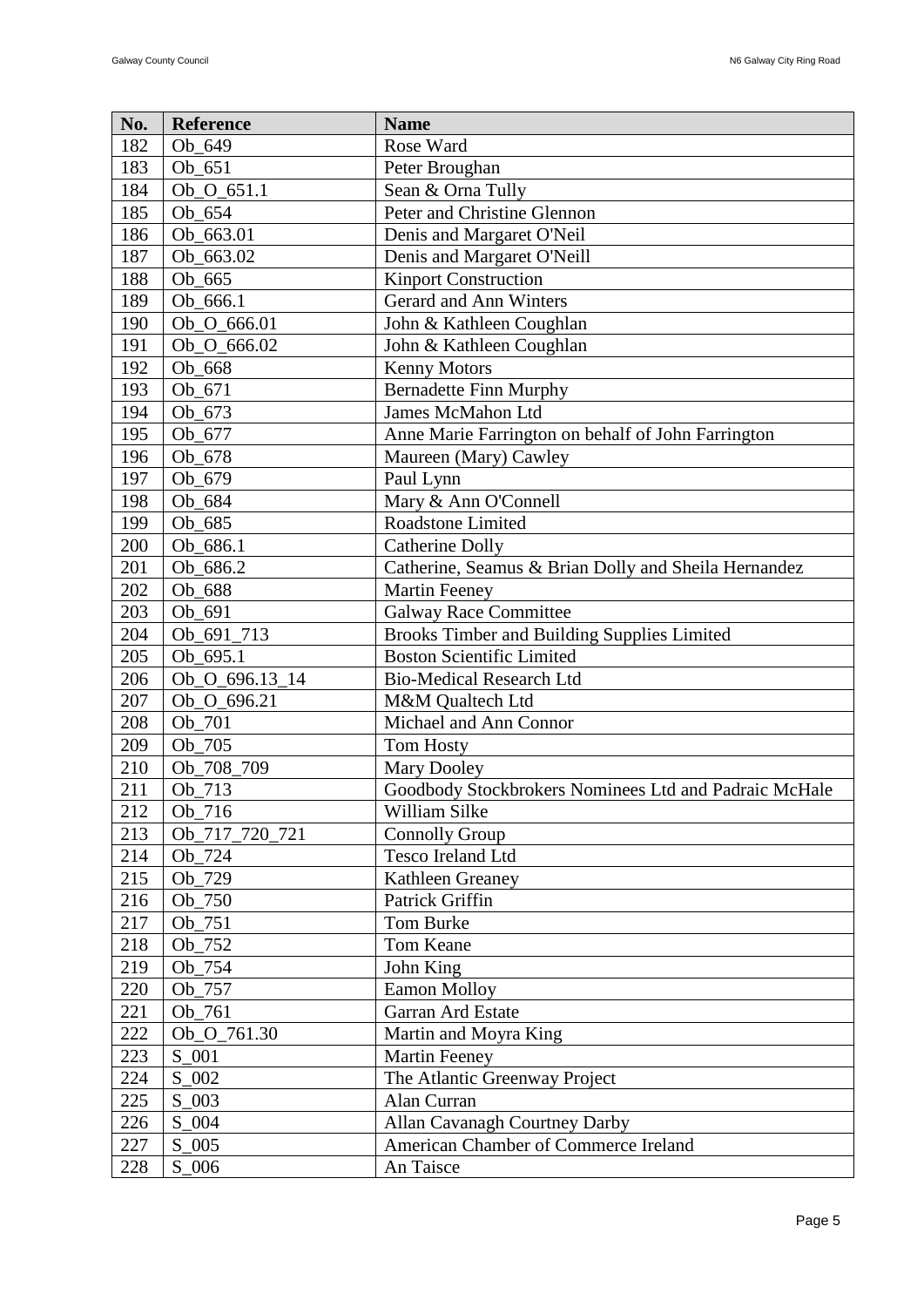| No. | Reference | Name |
| --- | --- | --- |
| 182 | Ob_649 | Rose Ward |
| 183 | Ob_651 | Peter Broughan |
| 184 | Ob_O_651.1 | Sean & Orna Tully |
| 185 | Ob_654 | Peter and Christine Glennon |
| 186 | Ob_663.01 | Denis and Margaret O'Neil |
| 187 | Ob_663.02 | Denis and Margaret O'Neill |
| 188 | Ob_665 | Kinport Construction |
| 189 | Ob_666.1 | Gerard and Ann Winters |
| 190 | Ob_O_666.01 | John & Kathleen Coughlan |
| 191 | Ob_O_666.02 | John & Kathleen Coughlan |
| 192 | Ob_668 | Kenny Motors |
| 193 | Ob_671 | Bernadette Finn Murphy |
| 194 | Ob_673 | James McMahon Ltd |
| 195 | Ob_677 | Anne Marie Farrington on behalf of John Farrington |
| 196 | Ob_678 | Maureen (Mary) Cawley |
| 197 | Ob_679 | Paul Lynn |
| 198 | Ob_684 | Mary & Ann O'Connell |
| 199 | Ob_685 | Roadstone Limited |
| 200 | Ob_686.1 | Catherine Dolly |
| 201 | Ob_686.2 | Catherine, Seamus & Brian Dolly and Sheila Hernandez |
| 202 | Ob_688 | Martin Feeney |
| 203 | Ob_691 | Galway Race Committee |
| 204 | Ob_691_713 | Brooks Timber and Building Supplies Limited |
| 205 | Ob_695.1 | Boston Scientific Limited |
| 206 | Ob_O_696.13_14 | Bio-Medical Research Ltd |
| 207 | Ob_O_696.21 | M&M Qualtech Ltd |
| 208 | Ob_701 | Michael and Ann Connor |
| 209 | Ob_705 | Tom Hosty |
| 210 | Ob_708_709 | Mary Dooley |
| 211 | Ob_713 | Goodbody Stockbrokers Nominees Ltd and Padraic McHale |
| 212 | Ob_716 | William Silke |
| 213 | Ob_717_720_721 | Connolly Group |
| 214 | Ob_724 | Tesco Ireland Ltd |
| 215 | Ob_729 | Kathleen Greaney |
| 216 | Ob_750 | Patrick Griffin |
| 217 | Ob_751 | Tom Burke |
| 218 | Ob_752 | Tom Keane |
| 219 | Ob_754 | John King |
| 220 | Ob_757 | Eamon Molloy |
| 221 | Ob_761 | Garran Ard Estate |
| 222 | Ob_O_761.30 | Martin and Moyra King |
| 223 | S_001 | Martin Feeney |
| 224 | S_002 | The Atlantic Greenway Project |
| 225 | S_003 | Alan Curran |
| 226 | S_004 | Allan Cavanagh Courtney Darby |
| 227 | S_005 | American Chamber of Commerce Ireland |
| 228 | S_006 | An Taisce |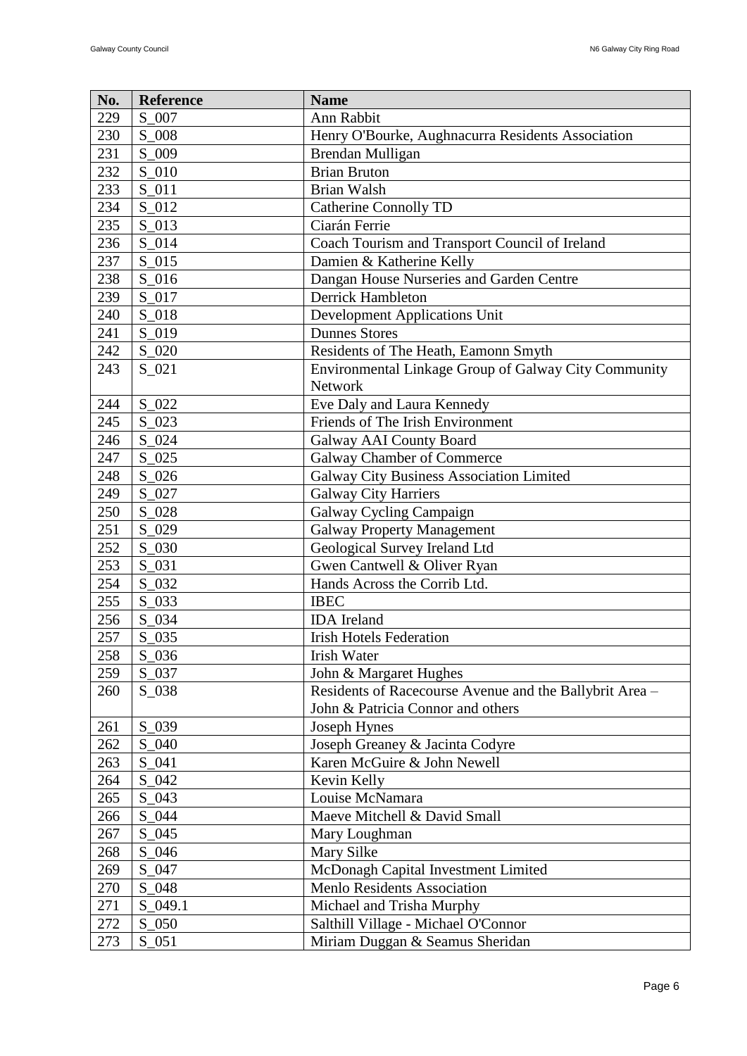| No. | Reference | Name |
| --- | --- | --- |
| 229 | S_007 | Ann Rabbit |
| 230 | S_008 | Henry O'Bourke, Aughnacurra Residents Association |
| 231 | S_009 | Brendan Mulligan |
| 232 | S_010 | Brian Bruton |
| 233 | S_011 | Brian Walsh |
| 234 | S_012 | Catherine Connolly TD |
| 235 | S_013 | Ciarán Ferrie |
| 236 | S_014 | Coach Tourism and Transport Council of Ireland |
| 237 | S_015 | Damien & Katherine Kelly |
| 238 | S_016 | Dangan House Nurseries and Garden Centre |
| 239 | S_017 | Derrick Hambleton |
| 240 | S_018 | Development Applications Unit |
| 241 | S_019 | Dunnes Stores |
| 242 | S_020 | Residents of The Heath, Eamonn Smyth |
| 243 | S_021 | Environmental Linkage Group of Galway City Community Network |
| 244 | S_022 | Eve Daly and Laura Kennedy |
| 245 | S_023 | Friends of The Irish Environment |
| 246 | S_024 | Galway AAI County Board |
| 247 | S_025 | Galway Chamber of Commerce |
| 248 | S_026 | Galway City Business Association Limited |
| 249 | S_027 | Galway City Harriers |
| 250 | S_028 | Galway Cycling Campaign |
| 251 | S_029 | Galway Property Management |
| 252 | S_030 | Geological Survey Ireland Ltd |
| 253 | S_031 | Gwen Cantwell & Oliver Ryan |
| 254 | S_032 | Hands Across the Corrib Ltd. |
| 255 | S_033 | IBEC |
| 256 | S_034 | IDA Ireland |
| 257 | S_035 | Irish Hotels Federation |
| 258 | S_036 | Irish Water |
| 259 | S_037 | John & Margaret Hughes |
| 260 | S_038 | Residents of Racecourse Avenue and the Ballybrit Area – John & Patricia Connor and others |
| 261 | S_039 | Joseph Hynes |
| 262 | S_040 | Joseph Greaney & Jacinta Codyre |
| 263 | S_041 | Karen McGuire & John Newell |
| 264 | S_042 | Kevin Kelly |
| 265 | S_043 | Louise McNamara |
| 266 | S_044 | Maeve Mitchell & David Small |
| 267 | S_045 | Mary Loughman |
| 268 | S_046 | Mary Silke |
| 269 | S_047 | McDonagh Capital Investment Limited |
| 270 | S_048 | Menlo Residents Association |
| 271 | S_049.1 | Michael and Trisha Murphy |
| 272 | S_050 | Salthill Village - Michael O'Connor |
| 273 | S_051 | Miriam Duggan & Seamus Sheridan |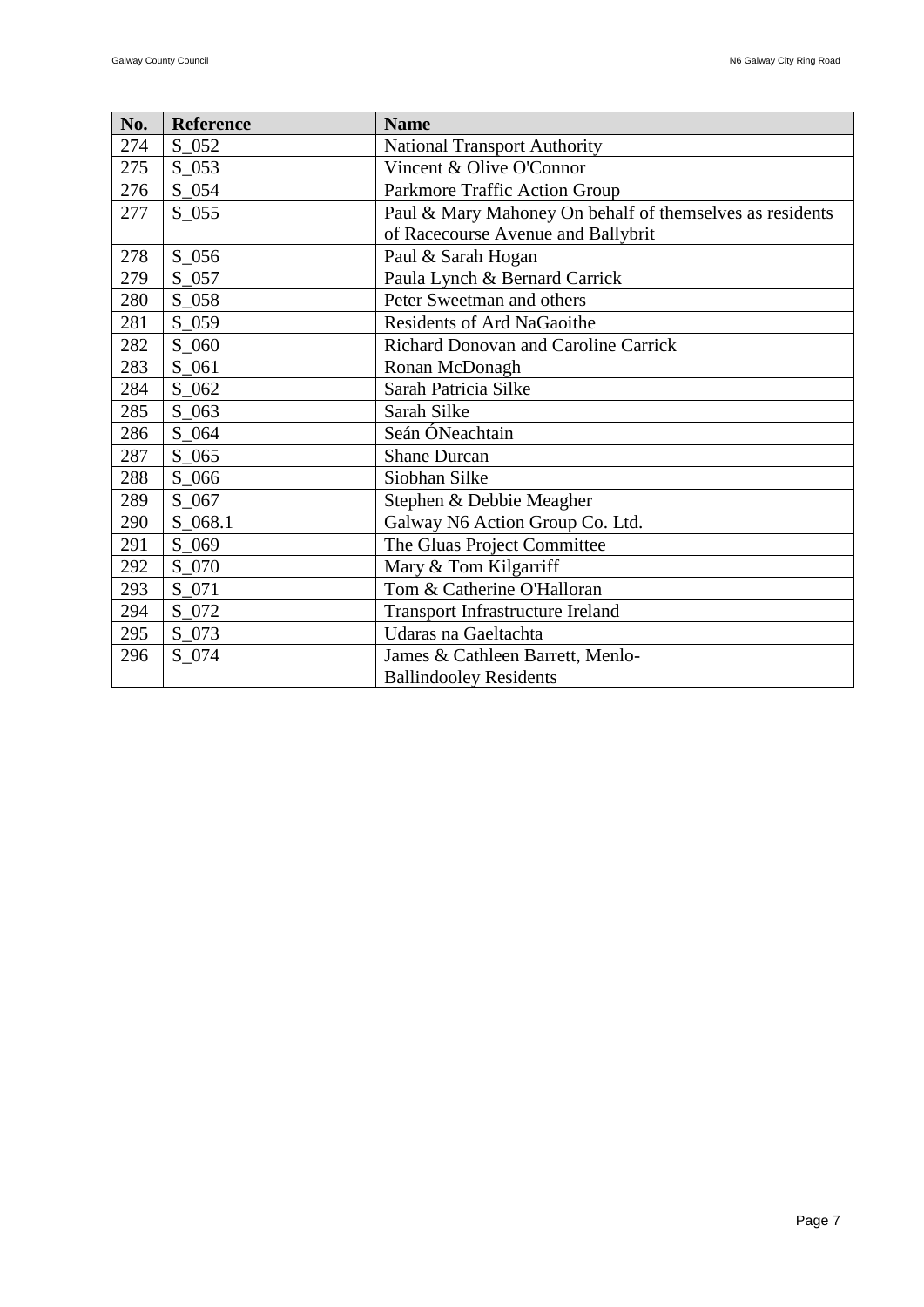| No. | Reference | Name |
|---|---|---|
| 274 | S_052 | National Transport Authority |
| 275 | S_053 | Vincent & Olive O'Connor |
| 276 | S_054 | Parkmore Traffic Action Group |
| 277 | S_055 | Paul & Mary Mahoney On behalf of themselves as residents of Racecourse Avenue and Ballybrit |
| 278 | S_056 | Paul & Sarah Hogan |
| 279 | S_057 | Paula Lynch & Bernard Carrick |
| 280 | S_058 | Peter Sweetman and others |
| 281 | S_059 | Residents of Ard NaGaoithe |
| 282 | S_060 | Richard Donovan and Caroline Carrick |
| 283 | S_061 | Ronan McDonagh |
| 284 | S_062 | Sarah Patricia Silke |
| 285 | S_063 | Sarah Silke |
| 286 | S_064 | Seán ÓNeachtain |
| 287 | S_065 | Shane Durcan |
| 288 | S_066 | Siobhan Silke |
| 289 | S_067 | Stephen & Debbie Meagher |
| 290 | S_068.1 | Galway N6 Action Group Co. Ltd. |
| 291 | S_069 | The Gluas Project Committee |
| 292 | S_070 | Mary & Tom Kilgarriff |
| 293 | S_071 | Tom & Catherine O'Halloran |
| 294 | S_072 | Transport Infrastructure Ireland |
| 295 | S_073 | Udaras na Gaeltachta |
| 296 | S_074 | James & Cathleen Barrett, Menlo-Ballindooley Residents |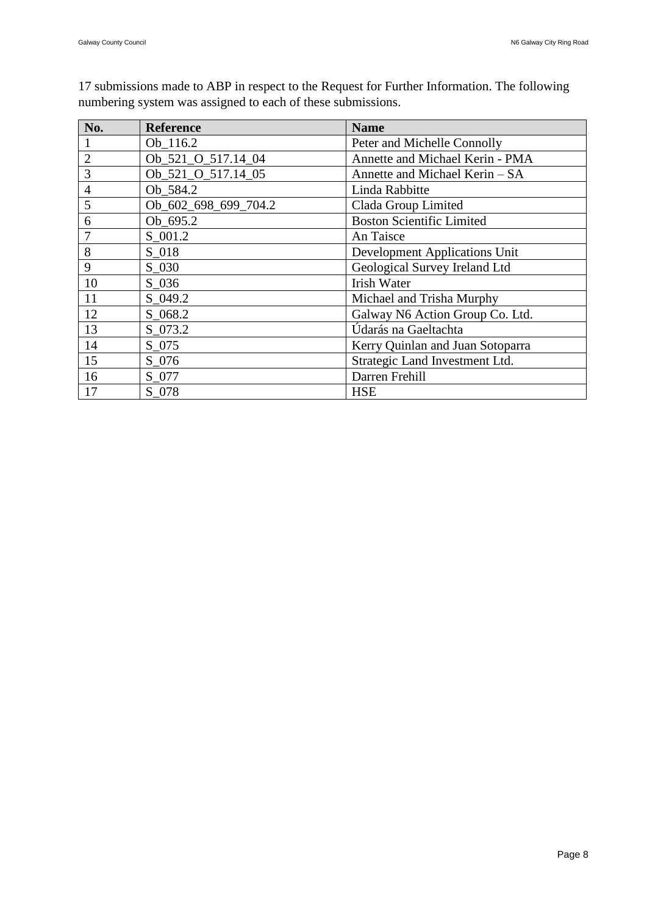17 submissions made to ABP in respect to the Request for Further Information. The following numbering system was assigned to each of these submissions.

| No. | Reference | Name |
|---|---|---|
| 1 | Ob_116.2 | Peter and Michelle Connolly |
| 2 | Ob_521_O_517.14_04 | Annette and Michael Kerin - PMA |
| 3 | Ob_521_O_517.14_05 | Annette and Michael Kerin – SA |
| 4 | Ob_584.2 | Linda Rabbitte |
| 5 | Ob_602_698_699_704.2 | Clada Group Limited |
| 6 | Ob_695.2 | Boston Scientific Limited |
| 7 | S_001.2 | An Taisce |
| 8 | S_018 | Development Applications Unit |
| 9 | S_030 | Geological Survey Ireland Ltd |
| 10 | S_036 | Irish Water |
| 11 | S_049.2 | Michael and Trisha Murphy |
| 12 | S_068.2 | Galway N6 Action Group Co. Ltd. |
| 13 | S_073.2 | Údarás na Gaeltachta |
| 14 | S_075 | Kerry Quinlan and Juan Sotoparra |
| 15 | S_076 | Strategic Land Investment Ltd. |
| 16 | S_077 | Darren Frehill |
| 17 | S_078 | HSE |